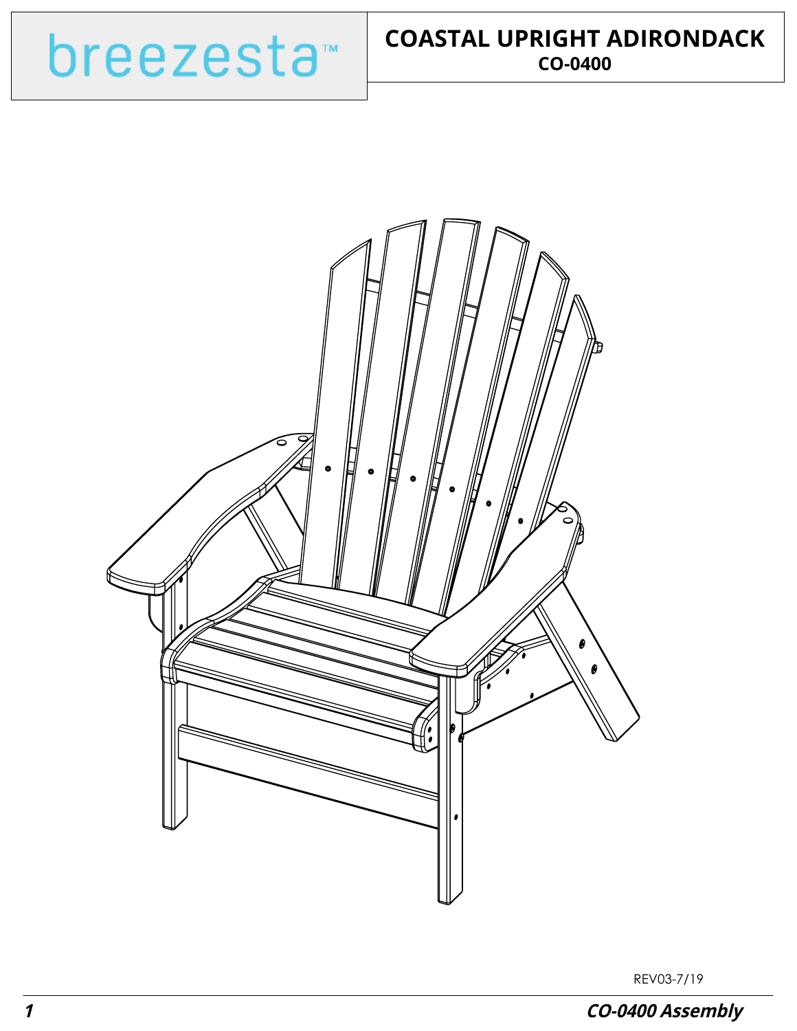breezesta™

# COASTAL UPRIGHT ADIRONDACK

**CO-0400**

REV03-7/19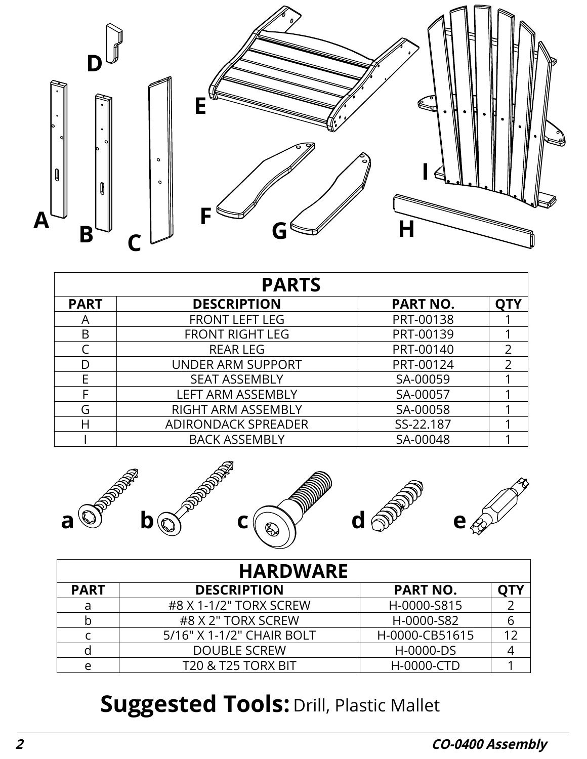| PARTS | | | |
|---|---|---|---|
| **PART** | **DESCRIPTION** | **PART NO.** | **QTY** |
| A | FRONT LEFT LEG | PRT-00138 | 1 |
| B | FRONT RIGHT LEG | PRT-00139 | 1 |
| C | REAR LEG | PRT-00140 | 2 |
| D | UNDER ARM SUPPORT | PRT-00124 | 2 |
| E | SEAT ASSEMBLY | SA-00059 | 1 |
| F | LEFT ARM ASSEMBLY | SA-00057 | 1 |
| G | RIGHT ARM ASSEMBLY | SA-00058 | 1 |
| H | ADIRONDACK SPREADER | SS-22.187 | 1 |
| I | BACK ASSEMBLY | SA-00048 | 1 |

| HARDWARE | | | |
|---|---|---|---|
| **PART** | **DESCRIPTION** | **PART NO.** | **QTY** |
| a | #8 X 1-1/2" TORX SCREW | H-0000-S815 | 2 |
| b | #8 X 2" TORX SCREW | H-0000-S82 | 6 |
| c | 5/16" X 1-1/2" CHAIR BOLT | H-0000-CB51615 | 12 |
| d | DOUBLE SCREW | H-0000-DS | 4 |
| e | T20 & T25 TORX BIT | H-0000-CTD | 1 |

**Suggested Tools:** Drill, Plastic Mallet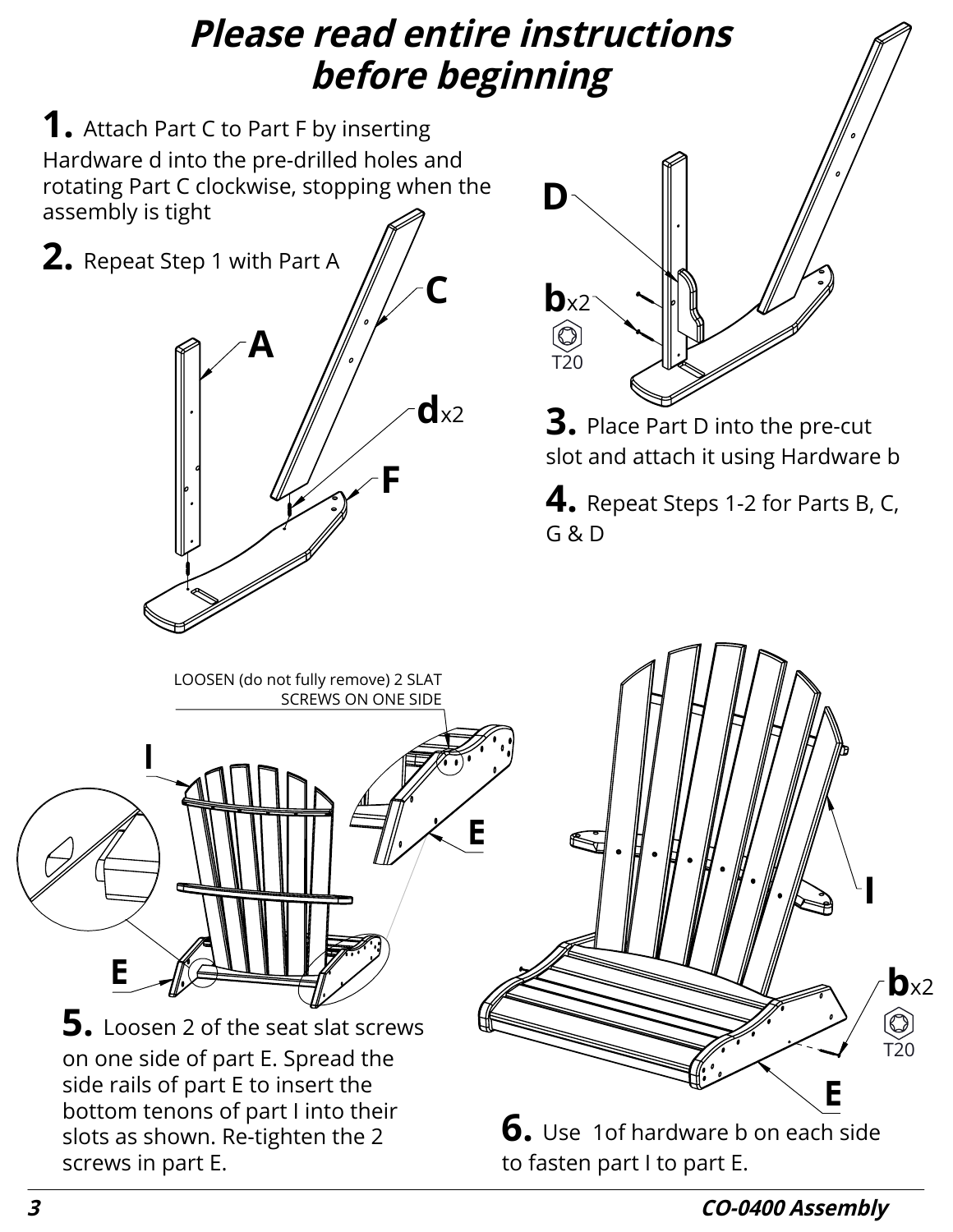# *Please read entire instructions before beginning*

**1.** Attach Part C to Part F by inserting Hardware d into the pre-drilled holes and rotating Part C clockwise, stopping when the assembly is tight

**2.** Repeat Step 1 with Part A

A

C

dx2

F

D

bx2

T20

**3.** Place Part D into the pre-cut slot and attach it using Hardware b

**4.** Repeat Steps 1-2 for Parts B, C, G & D

LOOSEN (do not fully remove) 2 SLAT SCREWS ON ONE SIDE

I

E

E

**5.** Loosen 2 of the seat slat screws on one side of part E. Spread the side rails of part E to insert the bottom tenons of part I into their slots as shown. Re-tighten the 2 screws in part E.

I

bx2

T20

E

**6.** Use 1of hardware b on each side to fasten part I to part E.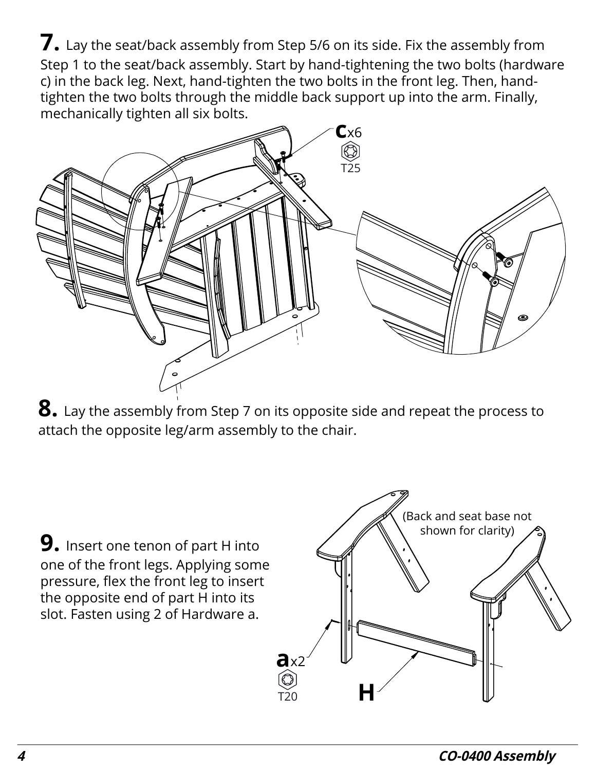**7.** Lay the seat/back assembly from Step 5/6 on its side. Fix the assembly from Step 1 to the seat/back assembly. Start by hand-tightening the two bolts (hardware c) in the back leg. Next, hand-tighten the two bolts in the front leg. Then, hand-tighten the two bolts through the middle back support up into the arm. Finally, mechanically tighten all six bolts.

**c** x6
T25

**8.** Lay the assembly from Step 7 on its opposite side and repeat the process to attach the opposite leg/arm assembly to the chair.

**9.** Insert one tenon of part H into one of the front legs. Applying some pressure, flex the front leg to insert the opposite end of part H into its slot. Fasten using 2 of Hardware a.

(Back and seat base not shown for clarity)

**a** x2
T20

**H**